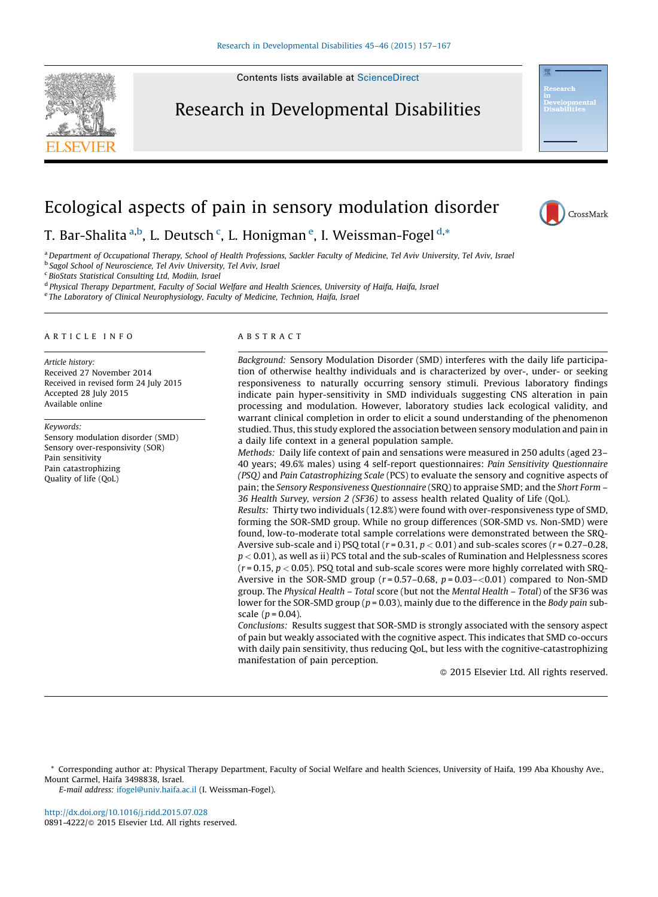Contents lists available at ScienceDirect

# Research in Developmental Disabilities

# Ecological aspects of pain in sensory modulation disorder

T. Bar-Shalita [a,b], L. Deutsch [c], L. Honigman [e], I. Weissman-Fogel [d,*]

[a] Department of Occupational Therapy, School of Health Professions, Sackler Faculty of Medicine, Tel Aviv University, Tel Aviv, Israel
[b] Sagol School of Neuroscience, Tel Aviv University, Tel Aviv, Israel
[c] BioStats Statistical Consulting Ltd, Modiin, Israel
[d] Physical Therapy Department, Faculty of Social Welfare and Health Sciences, University of Haifa, Haifa, Israel
[e] The Laboratory of Clinical Neurophysiology, Faculty of Medicine, Technion, Haifa, Israel

## ARTICLE INFO

*Article history:*
Received 27 November 2014
Received in revised form 24 July 2015
Accepted 28 July 2015
Available online

*Keywords:*
Sensory modulation disorder (SMD)
Sensory over-responsivity (SOR)
Pain sensitivity
Pain catastrophizing
Quality of life (QoL)

## ABSTRACT

*Background:* Sensory Modulation Disorder (SMD) interferes with the daily life participation of otherwise healthy individuals and is characterized by over-, under- or seeking responsiveness to naturally occurring sensory stimuli. Previous laboratory findings indicate pain hyper-sensitivity in SMD individuals suggesting CNS alteration in pain processing and modulation. However, laboratory studies lack ecological validity, and warrant clinical completion in order to elicit a sound understanding of the phenomenon studied. Thus, this study explored the association between sensory modulation and pain in a daily life context in a general population sample.

*Methods:* Daily life context of pain and sensations were measured in 250 adults (aged 23–40 years; 49.6% males) using 4 self-report questionnaires: *Pain Sensitivity Questionnaire (PSQ)* and *Pain Catastrophizing Scale* (PCS) to evaluate the sensory and cognitive aspects of pain; the *Sensory Responsiveness Questionnaire* (SRQ) to appraise SMD; and the *Short Form – 36 Health Survey, version 2 (SF36)* to assess health related Quality of Life (QoL).

*Results:* Thirty two individuals (12.8%) were found with over-responsiveness type of SMD, forming the SOR-SMD group. While no group differences (SOR-SMD vs. Non-SMD) were found, low-to-moderate total sample correlations were demonstrated between the SRQ-Aversive sub-scale and i) PSQ total ($r = 0.31$, $p < 0.01$) and sub-scales scores ($r = 0.27$–$0.28$, $p < 0.01$), as well as ii) PCS total and the sub-scales of Rumination and Helplessness scores ($r = 0.15$, $p < 0.05$). PSQ total and sub-scale scores were more highly correlated with SRQ-Aversive in the SOR-SMD group ($r = 0.57$–$0.68$, $p = 0.03$–$<0.01$) compared to Non-SMD group. The *Physical Health – Total* score (but not the *Mental Health – Total*) of the SF36 was lower for the SOR-SMD group ($p = 0.03$), mainly due to the difference in the *Body pain* sub-scale ($p = 0.04$).

*Conclusions:* Results suggest that SOR-SMD is strongly associated with the sensory aspect of pain but weakly associated with the cognitive aspect. This indicates that SMD co-occurs with daily pain sensitivity, thus reducing QoL, but less with the cognitive-catastrophizing manifestation of pain perception.

© 2015 Elsevier Ltd. All rights reserved.

---

* Corresponding author at: Physical Therapy Department, Faculty of Social Welfare and health Sciences, University of Haifa, 199 Aba Khoushy Ave., Mount Carmel, Haifa 3498838, Israel.
*E-mail address:* ifogel@univ.haifa.ac.il (I. Weissman-Fogel).

http://dx.doi.org/10.1016/j.ridd.2015.07.028
0891-4222/© 2015 Elsevier Ltd. All rights reserved.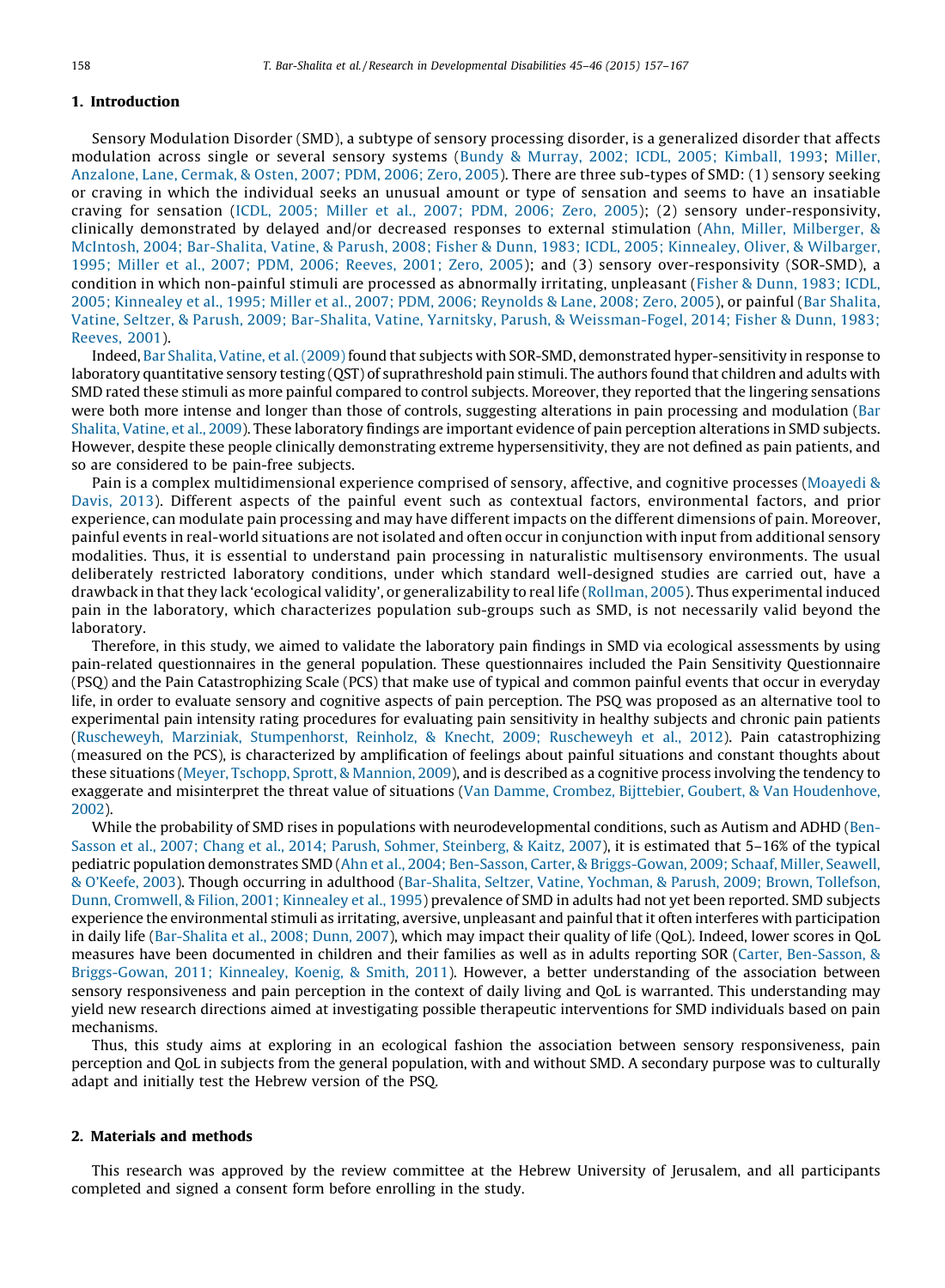## 1. Introduction

Sensory Modulation Disorder (SMD), a subtype of sensory processing disorder, is a generalized disorder that affects modulation across single or several sensory systems (Bundy & Murray, 2002; ICDL, 2005; Kimball, 1993; Miller, Anzalone, Lane, Cermak, & Osten, 2007; PDM, 2006; Zero, 2005). There are three sub-types of SMD: (1) sensory seeking or craving in which the individual seeks an unusual amount or type of sensation and seems to have an insatiable craving for sensation (ICDL, 2005; Miller et al., 2007; PDM, 2006; Zero, 2005); (2) sensory under-responsivity, clinically demonstrated by delayed and/or decreased responses to external stimulation (Ahn, Miller, Milberger, & McIntosh, 2004; Bar-Shalita, Vatine, & Parush, 2008; Fisher & Dunn, 1983; ICDL, 2005; Kinnealey, Oliver, & Wilbarger, 1995; Miller et al., 2007; PDM, 2006; Reeves, 2001; Zero, 2005); and (3) sensory over-responsivity (SOR-SMD), a condition in which non-painful stimuli are processed as abnormally irritating, unpleasant (Fisher & Dunn, 1983; ICDL, 2005; Kinnealey et al., 1995; Miller et al., 2007; PDM, 2006; Reynolds & Lane, 2008; Zero, 2005), or painful (Bar Shalita, Vatine, Seltzer, & Parush, 2009; Bar-Shalita, Vatine, Yarnitsky, Parush, & Weissman-Fogel, 2014; Fisher & Dunn, 1983; Reeves, 2001).

Indeed, Bar Shalita, Vatine, et al. (2009) found that subjects with SOR-SMD, demonstrated hyper-sensitivity in response to laboratory quantitative sensory testing (QST) of suprathreshold pain stimuli. The authors found that children and adults with SMD rated these stimuli as more painful compared to control subjects. Moreover, they reported that the lingering sensations were both more intense and longer than those of controls, suggesting alterations in pain processing and modulation (Bar Shalita, Vatine, et al., 2009). These laboratory findings are important evidence of pain perception alterations in SMD subjects. However, despite these people clinically demonstrating extreme hypersensitivity, they are not defined as pain patients, and so are considered to be pain-free subjects.

Pain is a complex multidimensional experience comprised of sensory, affective, and cognitive processes (Moayedi & Davis, 2013). Different aspects of the painful event such as contextual factors, environmental factors, and prior experience, can modulate pain processing and may have different impacts on the different dimensions of pain. Moreover, painful events in real-world situations are not isolated and often occur in conjunction with input from additional sensory modalities. Thus, it is essential to understand pain processing in naturalistic multisensory environments. The usual deliberately restricted laboratory conditions, under which standard well-designed studies are carried out, have a drawback in that they lack 'ecological validity', or generalizability to real life (Rollman, 2005). Thus experimental induced pain in the laboratory, which characterizes population sub-groups such as SMD, is not necessarily valid beyond the laboratory.

Therefore, in this study, we aimed to validate the laboratory pain findings in SMD via ecological assessments by using pain-related questionnaires in the general population. These questionnaires included the Pain Sensitivity Questionnaire (PSQ) and the Pain Catastrophizing Scale (PCS) that make use of typical and common painful events that occur in everyday life, in order to evaluate sensory and cognitive aspects of pain perception. The PSQ was proposed as an alternative tool to experimental pain intensity rating procedures for evaluating pain sensitivity in healthy subjects and chronic pain patients (Ruscheweyh, Marziniak, Stumpenhorst, Reinholz, & Knecht, 2009; Ruscheweyh et al., 2012). Pain catastrophizing (measured on the PCS), is characterized by amplification of feelings about painful situations and constant thoughts about these situations (Meyer, Tschopp, Sprott, & Mannion, 2009), and is described as a cognitive process involving the tendency to exaggerate and misinterpret the threat value of situations (Van Damme, Crombez, Bijttebier, Goubert, & Van Houdenhove, 2002).

While the probability of SMD rises in populations with neurodevelopmental conditions, such as Autism and ADHD (Ben-Sasson et al., 2007; Chang et al., 2014; Parush, Sohmer, Steinberg, & Kaitz, 2007), it is estimated that 5–16% of the typical pediatric population demonstrates SMD (Ahn et al., 2004; Ben-Sasson, Carter, & Briggs-Gowan, 2009; Schaaf, Miller, Seawell, & O'Keefe, 2003). Though occurring in adulthood (Bar-Shalita, Seltzer, Vatine, Yochman, & Parush, 2009; Brown, Tollefson, Dunn, Cromwell, & Filion, 2001; Kinnealey et al., 1995) prevalence of SMD in adults had not yet been reported. SMD subjects experience the environmental stimuli as irritating, aversive, unpleasant and painful that it often interferes with participation in daily life (Bar-Shalita et al., 2008; Dunn, 2007), which may impact their quality of life (QoL). Indeed, lower scores in QoL measures have been documented in children and their families as well as in adults reporting SOR (Carter, Ben-Sasson, & Briggs-Gowan, 2011; Kinnealey, Koenig, & Smith, 2011). However, a better understanding of the association between sensory responsiveness and pain perception in the context of daily living and QoL is warranted. This understanding may yield new research directions aimed at investigating possible therapeutic interventions for SMD individuals based on pain mechanisms.

Thus, this study aims at exploring in an ecological fashion the association between sensory responsiveness, pain perception and QoL in subjects from the general population, with and without SMD. A secondary purpose was to culturally adapt and initially test the Hebrew version of the PSQ.

## 2. Materials and methods

This research was approved by the review committee at the Hebrew University of Jerusalem, and all participants completed and signed a consent form before enrolling in the study.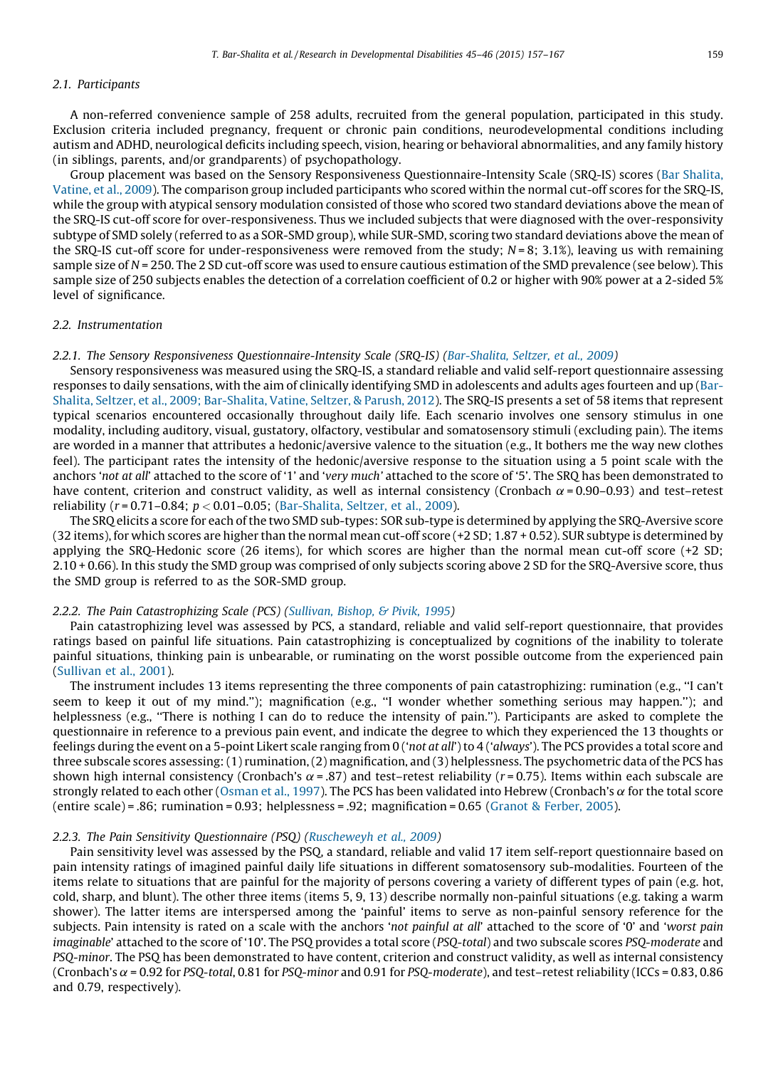### 2.1. Participants

A non-referred convenience sample of 258 adults, recruited from the general population, participated in this study. Exclusion criteria included pregnancy, frequent or chronic pain conditions, neurodevelopmental conditions including autism and ADHD, neurological deficits including speech, vision, hearing or behavioral abnormalities, and any family history (in siblings, parents, and/or grandparents) of psychopathology.

Group placement was based on the Sensory Responsiveness Questionnaire-Intensity Scale (SRQ-IS) scores (Bar Shalita, Vatine, et al., 2009). The comparison group included participants who scored within the normal cut-off scores for the SRQ-IS, while the group with atypical sensory modulation consisted of those who scored two standard deviations above the mean of the SRQ-IS cut-off score for over-responsiveness. Thus we included subjects that were diagnosed with the over-responsivity subtype of SMD solely (referred to as a SOR-SMD group), while SUR-SMD, scoring two standard deviations above the mean of the SRQ-IS cut-off score for under-responsiveness were removed from the study; $N = 8$; 3.1%), leaving us with remaining sample size of $N = 250$. The 2 SD cut-off score was used to ensure cautious estimation of the SMD prevalence (see below). This sample size of 250 subjects enables the detection of a correlation coefficient of 0.2 or higher with 90% power at a 2-sided 5% level of significance.

### 2.2. Instrumentation

#### 2.2.1. The Sensory Responsiveness Questionnaire-Intensity Scale (SRQ-IS) (Bar-Shalita, Seltzer, et al., 2009)

Sensory responsiveness was measured using the SRQ-IS, a standard reliable and valid self-report questionnaire assessing responses to daily sensations, with the aim of clinically identifying SMD in adolescents and adults ages fourteen and up (Bar-Shalita, Seltzer, et al., 2009; Bar-Shalita, Vatine, Seltzer, & Parush, 2012). The SRQ-IS presents a set of 58 items that represent typical scenarios encountered occasionally throughout daily life. Each scenario involves one sensory stimulus in one modality, including auditory, visual, gustatory, olfactory, vestibular and somatosensory stimuli (excluding pain). The items are worded in a manner that attributes a hedonic/aversive valence to the situation (e.g., It bothers me the way new clothes feel). The participant rates the intensity of the hedonic/aversive response to the situation using a 5 point scale with the anchors '*not at all*' attached to the score of '1' and '*very much*' attached to the score of '5'. The SRQ has been demonstrated to have content, criterion and construct validity, as well as internal consistency (Cronbach $\alpha = 0.90$–$0.93$) and test–retest reliability ($r = 0.71$–$0.84$; $p < 0.01$–$0.05$; (Bar-Shalita, Seltzer, et al., 2009).

The SRQ elicits a score for each of the two SMD sub-types: SOR sub-type is determined by applying the SRQ-Aversive score (32 items), for which scores are higher than the normal mean cut-off score (+2 SD; 1.87 + 0.52). SUR subtype is determined by applying the SRQ-Hedonic score (26 items), for which scores are higher than the normal mean cut-off score (+2 SD; 2.10 + 0.66). In this study the SMD group was comprised of only subjects scoring above 2 SD for the SRQ-Aversive score, thus the SMD group is referred to as the SOR-SMD group.

#### 2.2.2. The Pain Catastrophizing Scale (PCS) (Sullivan, Bishop, & Pivik, 1995)

Pain catastrophizing level was assessed by PCS, a standard, reliable and valid self-report questionnaire, that provides ratings based on painful life situations. Pain catastrophizing is conceptualized by cognitions of the inability to tolerate painful situations, thinking pain is unbearable, or ruminating on the worst possible outcome from the experienced pain (Sullivan et al., 2001).

The instrument includes 13 items representing the three components of pain catastrophizing: rumination (e.g., "I can't seem to keep it out of my mind."); magnification (e.g., "I wonder whether something serious may happen."); and helplessness (e.g., "There is nothing I can do to reduce the intensity of pain."). Participants are asked to complete the questionnaire in reference to a previous pain event, and indicate the degree to which they experienced the 13 thoughts or feelings during the event on a 5-point Likert scale ranging from 0 ('*not at all*') to 4 ('*always*'). The PCS provides a total score and three subscale scores assessing: (1) rumination, (2) magnification, and (3) helplessness. The psychometric data of the PCS has shown high internal consistency (Cronbach's $\alpha = .87$) and test–retest reliability ($r = 0.75$). Items within each subscale are strongly related to each other (Osman et al., 1997). The PCS has been validated into Hebrew (Cronbach's $\alpha$ for the total score (entire scale) = .86; rumination = 0.93; helplessness = .92; magnification = 0.65 (Granot & Ferber, 2005).

#### 2.2.3. The Pain Sensitivity Questionnaire (PSQ) (Ruscheweyh et al., 2009)

Pain sensitivity level was assessed by the PSQ, a standard, reliable and valid 17 item self-report questionnaire based on pain intensity ratings of imagined painful daily life situations in different somatosensory sub-modalities. Fourteen of the items relate to situations that are painful for the majority of persons covering a variety of different types of pain (e.g. hot, cold, sharp, and blunt). The other three items (items 5, 9, 13) describe normally non-painful situations (e.g. taking a warm shower). The latter items are interspersed among the 'painful' items to serve as non-painful sensory reference for the subjects. Pain intensity is rated on a scale with the anchors '*not painful at all*' attached to the score of '0' and '*worst pain imaginable*' attached to the score of '10'. The PSQ provides a total score (*PSQ-total*) and two subscale scores *PSQ-moderate* and *PSQ-minor*. The PSQ has been demonstrated to have content, criterion and construct validity, as well as internal consistency (Cronbach's $\alpha = 0.92$ for *PSQ-total*, 0.81 for *PSQ-minor* and 0.91 for *PSQ-moderate*), and test–retest reliability (ICCs = 0.83, 0.86 and 0.79, respectively).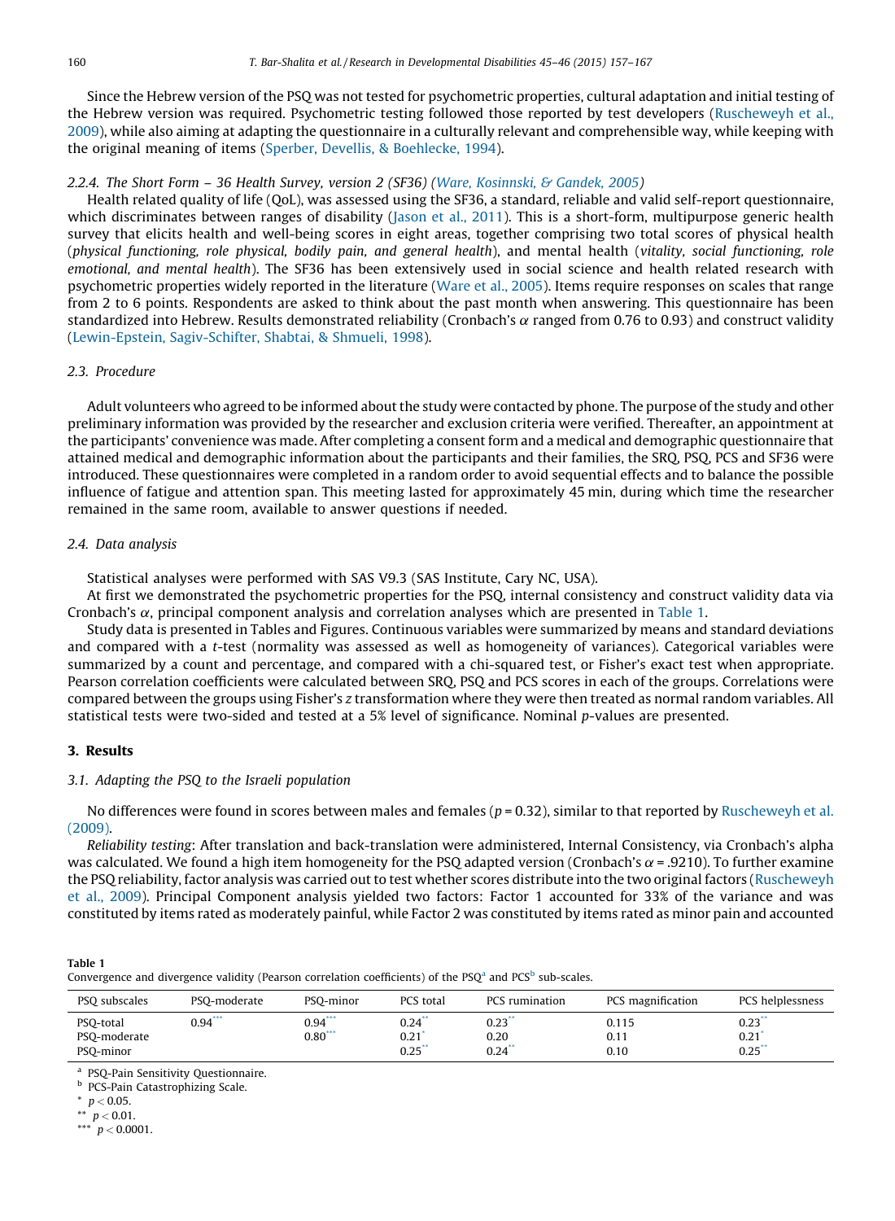Since the Hebrew version of the PSQ was not tested for psychometric properties, cultural adaptation and initial testing of the Hebrew version was required. Psychometric testing followed those reported by test developers (Ruscheweyh et al., 2009), while also aiming at adapting the questionnaire in a culturally relevant and comprehensible way, while keeping with the original meaning of items (Sperber, Devellis, & Boehlecke, 1994).

#### 2.2.4. The Short Form – 36 Health Survey, version 2 (SF36) (Ware, Kosinnski, & Gandek, 2005)

Health related quality of life (QoL), was assessed using the SF36, a standard, reliable and valid self-report questionnaire, which discriminates between ranges of disability (Jason et al., 2011). This is a short-form, multipurpose generic health survey that elicits health and well-being scores in eight areas, together comprising two total scores of physical health (*physical functioning, role physical, bodily pain, and general health*), and mental health (*vitality, social functioning, role emotional, and mental health*). The SF36 has been extensively used in social science and health related research with psychometric properties widely reported in the literature (Ware et al., 2005). Items require responses on scales that range from 2 to 6 points. Respondents are asked to think about the past month when answering. This questionnaire has been standardized into Hebrew. Results demonstrated reliability (Cronbach's $\alpha$ ranged from 0.76 to 0.93) and construct validity (Lewin-Epstein, Sagiv-Schifter, Shabtai, & Shmueli, 1998).

### 2.3. Procedure

Adult volunteers who agreed to be informed about the study were contacted by phone. The purpose of the study and other preliminary information was provided by the researcher and exclusion criteria were verified. Thereafter, an appointment at the participants' convenience was made. After completing a consent form and a medical and demographic questionnaire that attained medical and demographic information about the participants and their families, the SRQ, PSQ, PCS and SF36 were introduced. These questionnaires were completed in a random order to avoid sequential effects and to balance the possible influence of fatigue and attention span. This meeting lasted for approximately 45 min, during which time the researcher remained in the same room, available to answer questions if needed.

### 2.4. Data analysis

Statistical analyses were performed with SAS V9.3 (SAS Institute, Cary NC, USA).

At first we demonstrated the psychometric properties for the PSQ, internal consistency and construct validity data via Cronbach's $\alpha$, principal component analysis and correlation analyses which are presented in Table 1.

Study data is presented in Tables and Figures. Continuous variables were summarized by means and standard deviations and compared with a $t$-test (normality was assessed as well as homogeneity of variances). Categorical variables were summarized by a count and percentage, and compared with a chi-squared test, or Fisher's exact test when appropriate. Pearson correlation coefficients were calculated between SRQ, PSQ and PCS scores in each of the groups. Correlations were compared between the groups using Fisher's $z$ transformation where they were then treated as normal random variables. All statistical tests were two-sided and tested at a 5% level of significance. Nominal $p$-values are presented.

## 3. Results

### 3.1. Adapting the PSQ to the Israeli population

No differences were found in scores between males and females ($p$ = 0.32), similar to that reported by Ruscheweyh et al. (2009).

*Reliability testing*: After translation and back-translation were administered, Internal Consistency, via Cronbach's alpha was calculated. We found a high item homogeneity for the PSQ adapted version (Cronbach's $\alpha$ = .9210). To further examine the PSQ reliability, factor analysis was carried out to test whether scores distribute into the two original factors (Ruscheweyh et al., 2009). Principal Component analysis yielded two factors: Factor 1 accounted for 33% of the variance and was constituted by items rated as moderately painful, while Factor 2 was constituted by items rated as minor pain and accounted

**Table 1**
Convergence and divergence validity (Pearson correlation coefficients) of the PSQ[a] and PCS[b] sub-scales.

| PSQ subscales | PSQ-moderate | PSQ-minor | PCS total | PCS rumination | PCS magnification | PCS helplessness |
|---|---|---|---|---|---|---|
| PSQ-total | 0.94*** | 0.94*** | 0.24** | 0.23** | 0.115 | 0.23** |
| PSQ-moderate | | 0.80*** | 0.21* | 0.20 | 0.11 | 0.21* |
| PSQ-minor | | | 0.25** | 0.24** | 0.10 | 0.25** |

[a] PSQ-Pain Sensitivity Questionnaire.
[b] PCS-Pain Catastrophizing Scale.
* $p < 0.05$.
** $p < 0.01$.
*** $p < 0.0001$.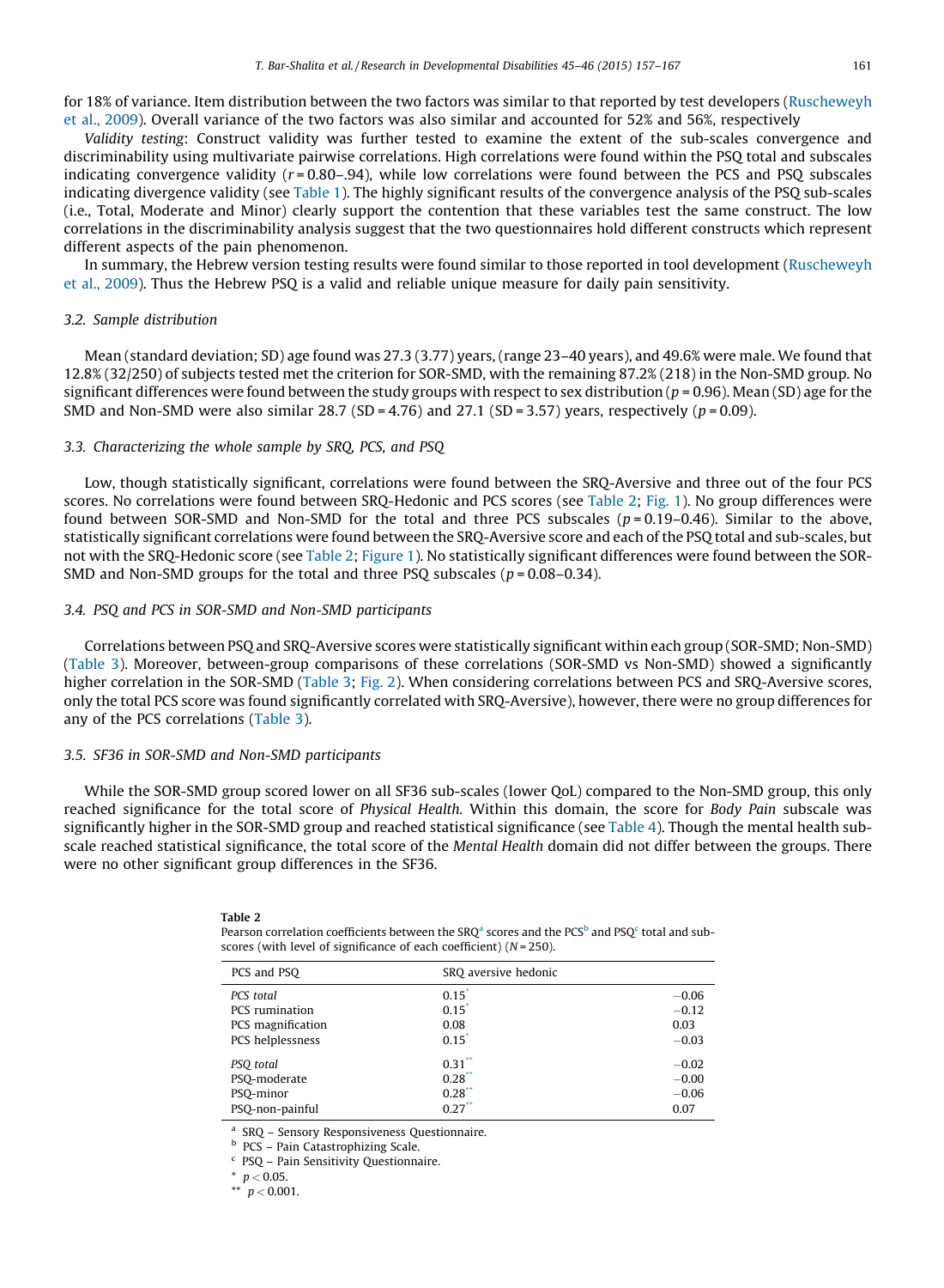for 18% of variance. Item distribution between the two factors was similar to that reported by test developers (Ruscheweyh et al., 2009). Overall variance of the two factors was also similar and accounted for 52% and 56%, respectively

*Validity testing*: Construct validity was further tested to examine the extent of the sub-scales convergence and discriminability using multivariate pairwise correlations. High correlations were found within the PSQ total and subscales indicating convergence validity ($r = 0.80–.94$), while low correlations were found between the PCS and PSQ subscales indicating divergence validity (see Table 1). The highly significant results of the convergence analysis of the PSQ sub-scales (i.e., Total, Moderate and Minor) clearly support the contention that these variables test the same construct. The low correlations in the discriminability analysis suggest that the two questionnaires hold different constructs which represent different aspects of the pain phenomenon.

In summary, the Hebrew version testing results were found similar to those reported in tool development (Ruscheweyh et al., 2009). Thus the Hebrew PSQ is a valid and reliable unique measure for daily pain sensitivity.

### 3.2. Sample distribution

Mean (standard deviation; SD) age found was 27.3 (3.77) years, (range 23–40 years), and 49.6% were male. We found that 12.8% (32/250) of subjects tested met the criterion for SOR-SMD, with the remaining 87.2% (218) in the Non-SMD group. No significant differences were found between the study groups with respect to sex distribution ($p = 0.96$). Mean (SD) age for the SMD and Non-SMD were also similar 28.7 (SD = 4.76) and 27.1 (SD = 3.57) years, respectively ($p = 0.09$).

### 3.3. Characterizing the whole sample by SRQ, PCS, and PSQ

Low, though statistically significant, correlations were found between the SRQ-Aversive and three out of the four PCS scores. No correlations were found between SRQ-Hedonic and PCS scores (see Table 2; Fig. 1). No group differences were found between SOR-SMD and Non-SMD for the total and three PCS subscales ($p = 0.19–0.46$). Similar to the above, statistically significant correlations were found between the SRQ-Aversive score and each of the PSQ total and sub-scales, but not with the SRQ-Hedonic score (see Table 2; Figure 1). No statistically significant differences were found between the SOR-SMD and Non-SMD groups for the total and three PSQ subscales ($p = 0.08–0.34$).

### 3.4. PSQ and PCS in SOR-SMD and Non-SMD participants

Correlations between PSQ and SRQ-Aversive scores were statistically significant within each group (SOR-SMD; Non-SMD) (Table 3). Moreover, between-group comparisons of these correlations (SOR-SMD vs Non-SMD) showed a significantly higher correlation in the SOR-SMD (Table 3; Fig. 2). When considering correlations between PCS and SRQ-Aversive scores, only the total PCS score was found significantly correlated with SRQ-Aversive), however, there were no group differences for any of the PCS correlations (Table 3).

### 3.5. SF36 in SOR-SMD and Non-SMD participants

While the SOR-SMD group scored lower on all SF36 sub-scales (lower QoL) compared to the Non-SMD group, this only reached significance for the total score of *Physical Health*. Within this domain, the score for *Body Pain* subscale was significantly higher in the SOR-SMD group and reached statistical significance (see Table 4). Though the mental health sub-scale reached statistical significance, the total score of the *Mental Health* domain did not differ between the groups. There were no other significant group differences in the SF36.

**Table 2**
Pearson correlation coefficients between the SRQ[a] scores and the PCS[b] and PSQ[c] total and sub-scores (with level of significance of each coefficient) (N = 250).

| PCS and PSQ | SRQ aversive | hedonic |
|---|---|---|
| *PCS total* | 0.15* | −0.06 |
| PCS rumination | 0.15* | −0.12 |
| PCS magnification | 0.08 | 0.03 |
| PCS helplessness | 0.15* | −0.03 |
| *PSQ total* | 0.31** | −0.02 |
| PSQ-moderate | 0.28** | −0.00 |
| PSQ-minor | 0.28** | −0.06 |
| PSQ-non-painful | 0.27** | 0.07 |

[a] SRQ – Sensory Responsiveness Questionnaire.
[b] PCS – Pain Catastrophizing Scale.
[c] PSQ – Pain Sensitivity Questionnaire.
* $p < 0.05$.
** $p < 0.001$.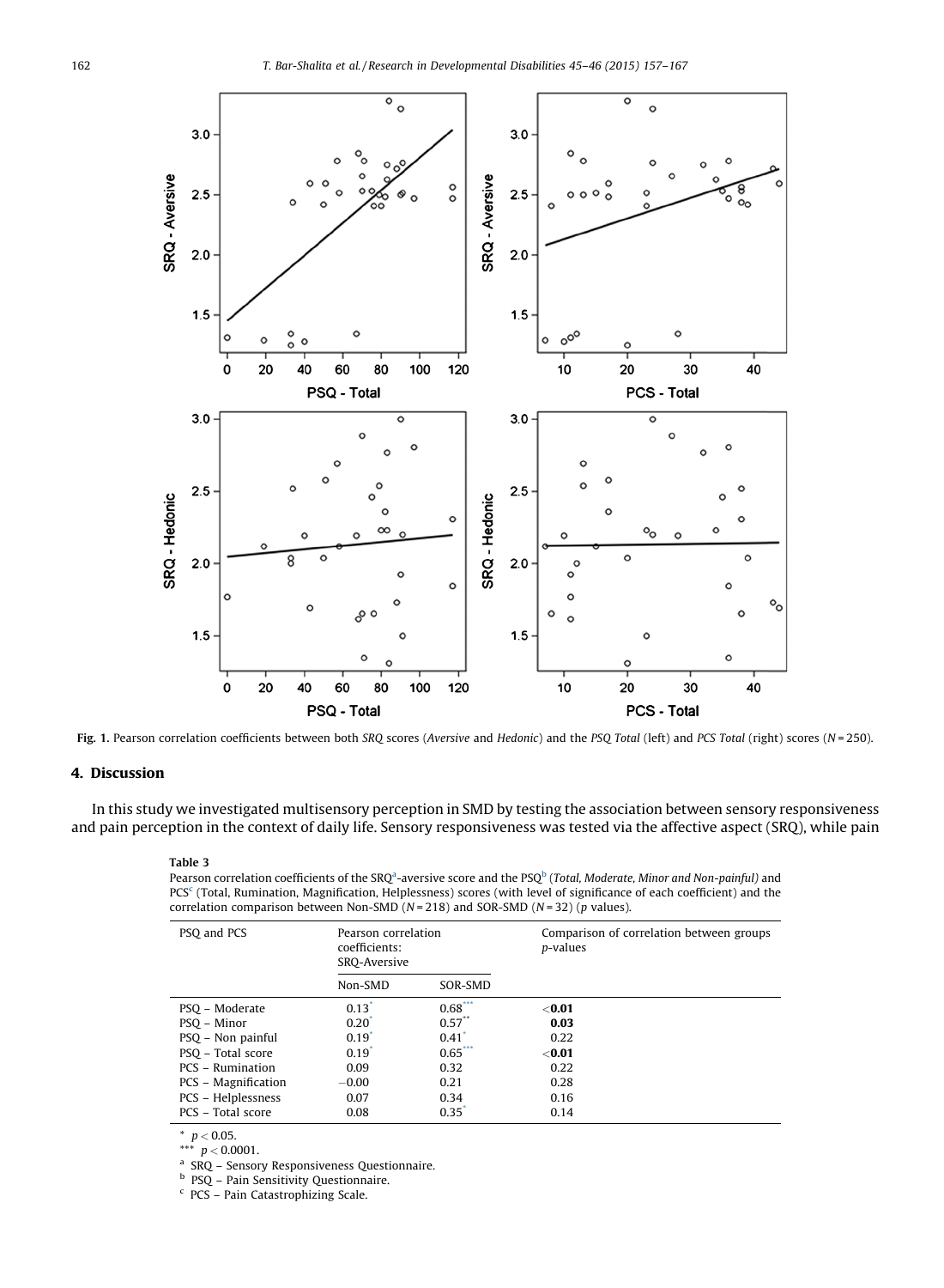Fig. 1. Pearson correlation coefficients between both *SRQ* scores (*Aversive* and *Hedonic*) and the *PSQ Total* (left) and *PCS Total* (right) scores (N = 250).

## 4. Discussion

In this study we investigated multisensory perception in SMD by testing the association between sensory responsiveness and pain perception in the context of daily life. Sensory responsiveness was tested via the affective aspect (SRQ), while pain

**Table 3**

Pearson correlation coefficients of the SRQ[a]-aversive score and the PSQ[b] (*Total, Moderate, Minor and Non-painful*) and PCS[c] (Total, Rumination, Magnification, Helplessness) scores (with level of significance of each coefficient) and the correlation comparison between Non-SMD (N = 218) and SOR-SMD (N = 32) (p values).

| PSQ and PCS | Pearson correlation coefficients: SRQ-Aversive | | Comparison of correlation between groups p-values |
|---|---|---|---|
| | Non-SMD | SOR-SMD | |
| PSQ – Moderate | 0.13* | 0.68*** | **<0.01** |
| PSQ – Minor | 0.20* | 0.57** | **0.03** |
| PSQ – Non painful | 0.19* | 0.41* | 0.22 |
| PSQ – Total score | 0.19* | 0.65*** | **<0.01** |
| PCS – Rumination | 0.09 | 0.32 | 0.22 |
| PCS – Magnification | −0.00 | 0.21 | 0.28 |
| PCS – Helplessness | 0.07 | 0.34 | 0.16 |
| PCS – Total score | 0.08 | 0.35* | 0.14 |

\* $p < 0.05$.
\*\*\* $p < 0.0001$.
[a] SRQ – Sensory Responsiveness Questionnaire.
[b] PSQ – Pain Sensitivity Questionnaire.
[c] PCS – Pain Catastrophizing Scale.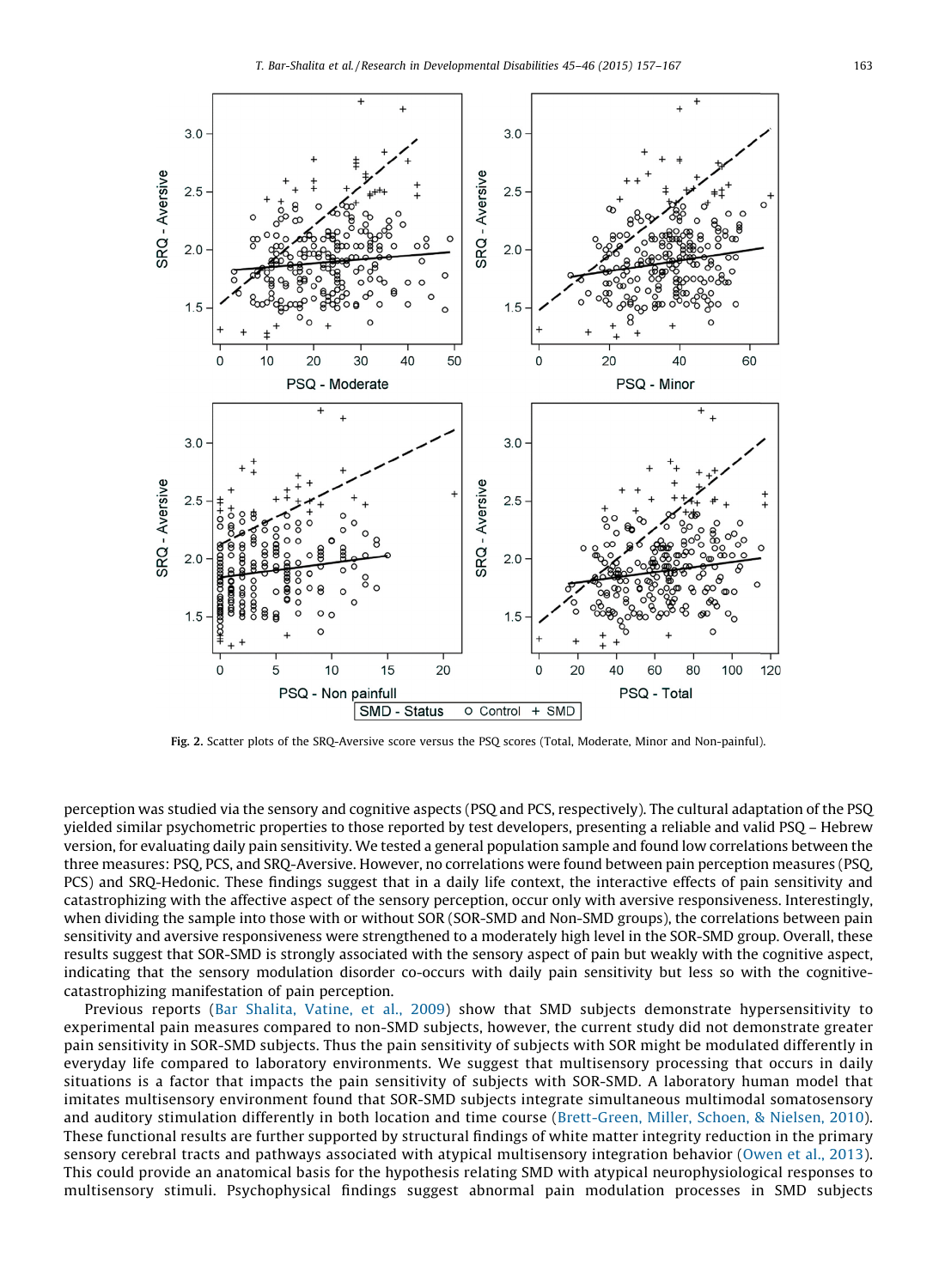Fig. 2. Scatter plots of the SRQ-Aversive score versus the PSQ scores (Total, Moderate, Minor and Non-painful).

perception was studied via the sensory and cognitive aspects (PSQ and PCS, respectively). The cultural adaptation of the PSQ yielded similar psychometric properties to those reported by test developers, presenting a reliable and valid PSQ – Hebrew version, for evaluating daily pain sensitivity. We tested a general population sample and found low correlations between the three measures: PSQ, PCS, and SRQ-Aversive. However, no correlations were found between pain perception measures (PSQ, PCS) and SRQ-Hedonic. These findings suggest that in a daily life context, the interactive effects of pain sensitivity and catastrophizing with the affective aspect of the sensory perception, occur only with aversive responsiveness. Interestingly, when dividing the sample into those with or without SOR (SOR-SMD and Non-SMD groups), the correlations between pain sensitivity and aversive responsiveness were strengthened to a moderately high level in the SOR-SMD group. Overall, these results suggest that SOR-SMD is strongly associated with the sensory aspect of pain but weakly with the cognitive aspect, indicating that the sensory modulation disorder co-occurs with daily pain sensitivity but less so with the cognitive-catastrophizing manifestation of pain perception.

Previous reports (Bar Shalita, Vatine, et al., 2009) show that SMD subjects demonstrate hypersensitivity to experimental pain measures compared to non-SMD subjects, however, the current study did not demonstrate greater pain sensitivity in SOR-SMD subjects. Thus the pain sensitivity of subjects with SOR might be modulated differently in everyday life compared to laboratory environments. We suggest that multisensory processing that occurs in daily situations is a factor that impacts the pain sensitivity of subjects with SOR-SMD. A laboratory human model that imitates multisensory environment found that SOR-SMD subjects integrate simultaneous multimodal somatosensory and auditory stimulation differently in both location and time course (Brett-Green, Miller, Schoen, & Nielsen, 2010). These functional results are further supported by structural findings of white matter integrity reduction in the primary sensory cerebral tracts and pathways associated with atypical multisensory integration behavior (Owen et al., 2013). This could provide an anatomical basis for the hypothesis relating SMD with atypical neurophysiological responses to multisensory stimuli. Psychophysical findings suggest abnormal pain modulation processes in SMD subjects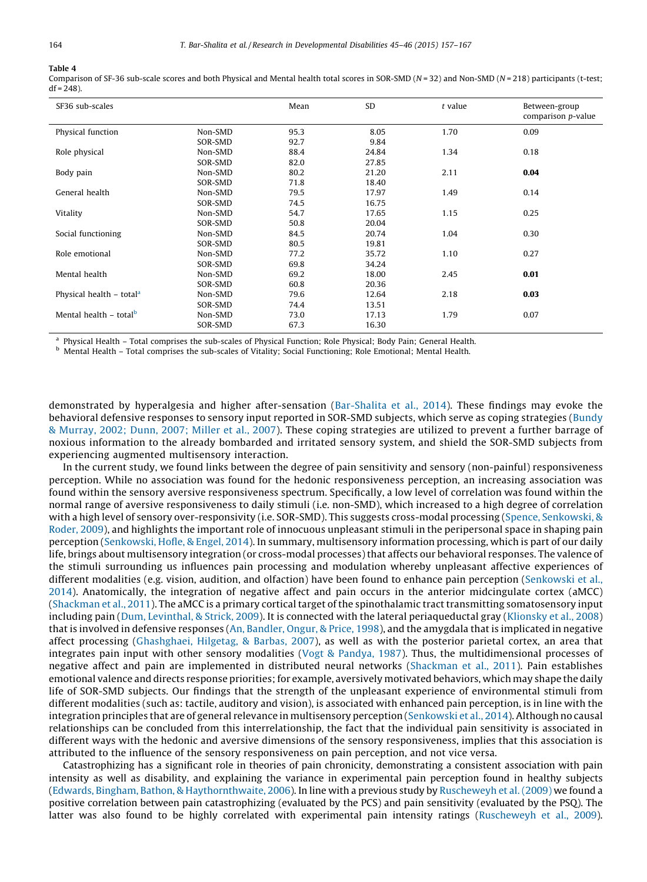**Table 4**
Comparison of SF-36 sub-scale scores and both Physical and Mental health total scores in SOR-SMD ($N = 32$) and Non-SMD ($N = 218$) participants (t-test; df = 248).

| SF36 sub-scales | | Mean | SD | *t* value | Between-group comparison *p*-value |
|---|---|---|---|---|---|
| Physical function | Non-SMD | 95.3 | 8.05 | 1.70 | 0.09 |
| | SOR-SMD | 92.7 | 9.84 | | |
| Role physical | Non-SMD | 88.4 | 24.84 | 1.34 | 0.18 |
| | SOR-SMD | 82.0 | 27.85 | | |
| Body pain | Non-SMD | 80.2 | 21.20 | 2.11 | **0.04** |
| | SOR-SMD | 71.8 | 18.40 | | |
| General health | Non-SMD | 79.5 | 17.97 | 1.49 | 0.14 |
| | SOR-SMD | 74.5 | 16.75 | | |
| Vitality | Non-SMD | 54.7 | 17.65 | 1.15 | 0.25 |
| | SOR-SMD | 50.8 | 20.04 | | |
| Social functioning | Non-SMD | 84.5 | 20.74 | 1.04 | 0.30 |
| | SOR-SMD | 80.5 | 19.81 | | |
| Role emotional | Non-SMD | 77.2 | 35.72 | 1.10 | 0.27 |
| | SOR-SMD | 69.8 | 34.24 | | |
| Mental health | Non-SMD | 69.2 | 18.00 | 2.45 | **0.01** |
| | SOR-SMD | 60.8 | 20.36 | | |
| Physical health – total[a] | Non-SMD | 79.6 | 12.64 | 2.18 | **0.03** |
| | SOR-SMD | 74.4 | 13.51 | | |
| Mental health – total[b] | Non-SMD | 73.0 | 17.13 | 1.79 | 0.07 |
| | SOR-SMD | 67.3 | 16.30 | | |

[a] Physical Health – Total comprises the sub-scales of Physical Function; Role Physical; Body Pain; General Health.
[b] Mental Health – Total comprises the sub-scales of Vitality; Social Functioning; Role Emotional; Mental Health.

demonstrated by hyperalgesia and higher after-sensation (Bar-Shalita et al., 2014). These findings may evoke the behavioral defensive responses to sensory input reported in SOR-SMD subjects, which serve as coping strategies (Bundy & Murray, 2002; Dunn, 2007; Miller et al., 2007). These coping strategies are utilized to prevent a further barrage of noxious information to the already bombarded and irritated sensory system, and shield the SOR-SMD subjects from experiencing augmented multisensory interaction.

In the current study, we found links between the degree of pain sensitivity and sensory (non-painful) responsiveness perception. While no association was found for the hedonic responsiveness perception, an increasing association was found within the sensory aversive responsiveness spectrum. Specifically, a low level of correlation was found within the normal range of aversive responsiveness to daily stimuli (i.e. non-SMD), which increased to a high degree of correlation with a high level of sensory over-responsivity (i.e. SOR-SMD). This suggests cross-modal processing (Spence, Senkowski, & Roder, 2009), and highlights the important role of innocuous unpleasant stimuli in the peripersonal space in shaping pain perception (Senkowski, Hofle, & Engel, 2014). In summary, multisensory information processing, which is part of our daily life, brings about multisensory integration (or cross-modal processes) that affects our behavioral responses. The valence of the stimuli surrounding us influences pain processing and modulation whereby unpleasant affective experiences of different modalities (e.g. vision, audition, and olfaction) have been found to enhance pain perception (Senkowski et al., 2014). Anatomically, the integration of negative affect and pain occurs in the anterior midcingulate cortex (aMCC) (Shackman et al., 2011). The aMCC is a primary cortical target of the spinothalamic tract transmitting somatosensory input including pain (Dum, Levinthal, & Strick, 2009). It is connected with the lateral periaqueductal gray (Klionsky et al., 2008) that is involved in defensive responses (An, Bandler, Ongur, & Price, 1998), and the amygdala that is implicated in negative affect processing (Ghashghaei, Hilgetag, & Barbas, 2007), as well as with the posterior parietal cortex, an area that integrates pain input with other sensory modalities (Vogt & Pandya, 1987). Thus, the multidimensional processes of negative affect and pain are implemented in distributed neural networks (Shackman et al., 2011). Pain establishes emotional valence and directs response priorities; for example, aversively motivated behaviors, which may shape the daily life of SOR-SMD subjects. Our findings that the strength of the unpleasant experience of environmental stimuli from different modalities (such as: tactile, auditory and vision), is associated with enhanced pain perception, is in line with the integration principles that are of general relevance in multisensory perception (Senkowski et al., 2014). Although no causal relationships can be concluded from this interrelationship, the fact that the individual pain sensitivity is associated in different ways with the hedonic and aversive dimensions of the sensory responsiveness, implies that this association is attributed to the influence of the sensory responsiveness on pain perception, and not vice versa.

Catastrophizing has a significant role in theories of pain chronicity, demonstrating a consistent association with pain intensity as well as disability, and explaining the variance in experimental pain perception found in healthy subjects (Edwards, Bingham, Bathon, & Haythornthwaite, 2006). In line with a previous study by Ruscheweyh et al. (2009) we found a positive correlation between pain catastrophizing (evaluated by the PCS) and pain sensitivity (evaluated by the PSQ). The latter was also found to be highly correlated with experimental pain intensity ratings (Ruscheweyh et al., 2009).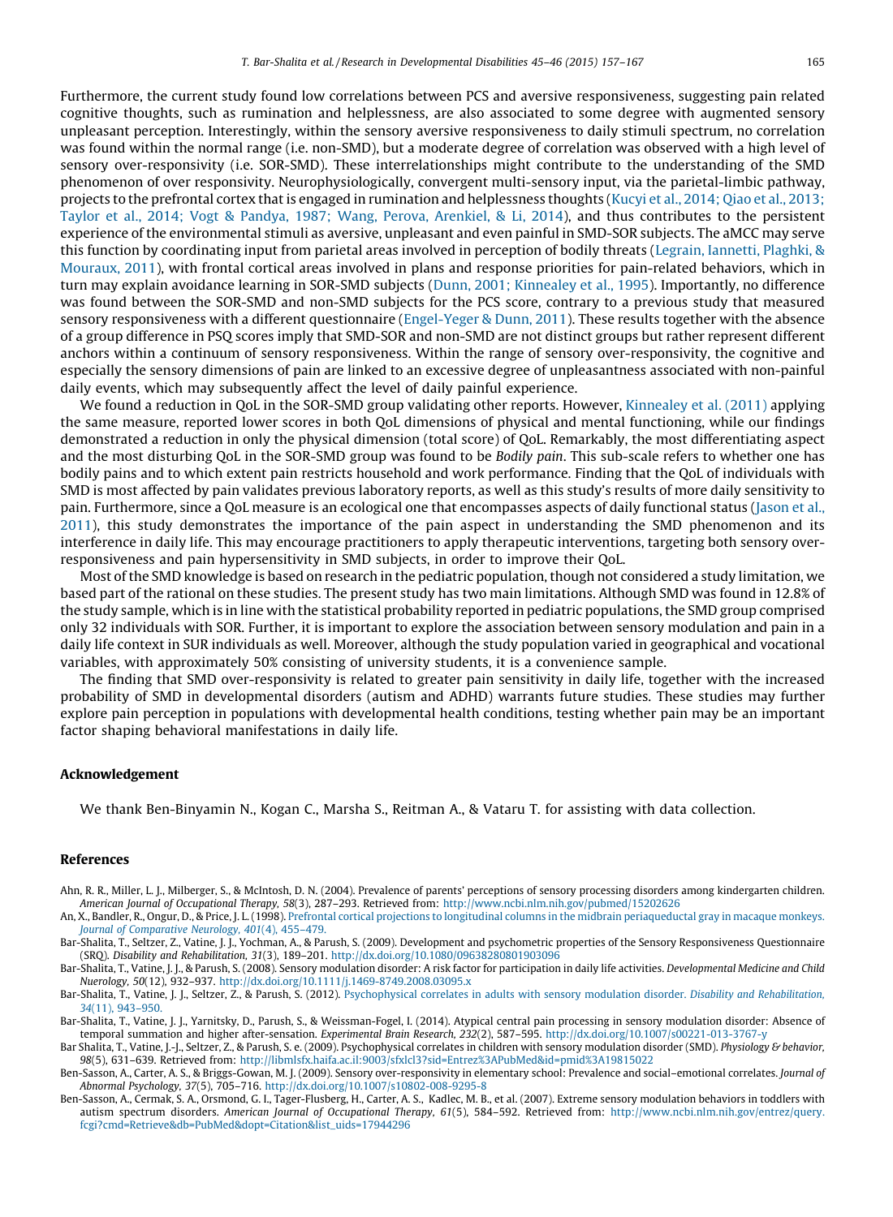Furthermore, the current study found low correlations between PCS and aversive responsiveness, suggesting pain related cognitive thoughts, such as rumination and helplessness, are also associated to some degree with augmented sensory unpleasant perception. Interestingly, within the sensory aversive responsiveness to daily stimuli spectrum, no correlation was found within the normal range (i.e. non-SMD), but a moderate degree of correlation was observed with a high level of sensory over-responsivity (i.e. SOR-SMD). These interrelationships might contribute to the understanding of the SMD phenomenon of over responsivity. Neurophysiologically, convergent multi-sensory input, via the parietal-limbic pathway, projects to the prefrontal cortex that is engaged in rumination and helplessness thoughts (Kucyi et al., 2014; Qiao et al., 2013; Taylor et al., 2014; Vogt & Pandya, 1987; Wang, Perova, Arenkiel, & Li, 2014), and thus contributes to the persistent experience of the environmental stimuli as aversive, unpleasant and even painful in SMD-SOR subjects. The aMCC may serve this function by coordinating input from parietal areas involved in perception of bodily threats (Legrain, Iannetti, Plaghki, & Mouraux, 2011), with frontal cortical areas involved in plans and response priorities for pain-related behaviors, which in turn may explain avoidance learning in SOR-SMD subjects (Dunn, 2001; Kinnealey et al., 1995). Importantly, no difference was found between the SOR-SMD and non-SMD subjects for the PCS score, contrary to a previous study that measured sensory responsiveness with a different questionnaire (Engel-Yeger & Dunn, 2011). These results together with the absence of a group difference in PSQ scores imply that SMD-SOR and non-SMD are not distinct groups but rather represent different anchors within a continuum of sensory responsiveness. Within the range of sensory over-responsivity, the cognitive and especially the sensory dimensions of pain are linked to an excessive degree of unpleasantness associated with non-painful daily events, which may subsequently affect the level of daily painful experience.

We found a reduction in QoL in the SOR-SMD group validating other reports. However, Kinnealey et al. (2011) applying the same measure, reported lower scores in both QoL dimensions of physical and mental functioning, while our findings demonstrated a reduction in only the physical dimension (total score) of QoL. Remarkably, the most differentiating aspect and the most disturbing QoL in the SOR-SMD group was found to be *Bodily pain*. This sub-scale refers to whether one has bodily pains and to which extent pain restricts household and work performance. Finding that the QoL of individuals with SMD is most affected by pain validates previous laboratory reports, as well as this study's results of more daily sensitivity to pain. Furthermore, since a QoL measure is an ecological one that encompasses aspects of daily functional status (Jason et al., 2011), this study demonstrates the importance of the pain aspect in understanding the SMD phenomenon and its interference in daily life. This may encourage practitioners to apply therapeutic interventions, targeting both sensory over-responsiveness and pain hypersensitivity in SMD subjects, in order to improve their QoL.

Most of the SMD knowledge is based on research in the pediatric population, though not considered a study limitation, we based part of the rational on these studies. The present study has two main limitations. Although SMD was found in 12.8% of the study sample, which is in line with the statistical probability reported in pediatric populations, the SMD group comprised only 32 individuals with SOR. Further, it is important to explore the association between sensory modulation and pain in a daily life context in SUR individuals as well. Moreover, although the study population varied in geographical and vocational variables, with approximately 50% consisting of university students, it is a convenience sample.

The finding that SMD over-responsivity is related to greater pain sensitivity in daily life, together with the increased probability of SMD in developmental disorders (autism and ADHD) warrants future studies. These studies may further explore pain perception in populations with developmental health conditions, testing whether pain may be an important factor shaping behavioral manifestations in daily life.

## Acknowledgement

We thank Ben-Binyamin N., Kogan C., Marsha S., Reitman A., & Vataru T. for assisting with data collection.

## References

Ahn, R. R., Miller, L. J., Milberger, S., & McIntosh, D. N. (2004). Prevalence of parents' perceptions of sensory processing disorders among kindergarten children. *American Journal of Occupational Therapy, 58*(3), 287–293. Retrieved from: http://www.ncbi.nlm.nih.gov/pubmed/15202626

An, X., Bandler, R., Ongur, D., & Price, J. L. (1998). Prefrontal cortical projections to longitudinal columns in the midbrain periaqueductal gray in macaque monkeys. *Journal of Comparative Neurology, 401*(4), 455–479.

Bar-Shalita, T., Seltzer, Z., Vatine, J. J., Yochman, A., & Parush, S. (2009). Development and psychometric properties of the Sensory Responsiveness Questionnaire (SRQ). *Disability and Rehabilitation, 31*(3), 189–201. http://dx.doi.org/10.1080/09638280801903096

Bar-Shalita, T., Vatine, J. J., & Parush, S. (2008). Sensory modulation disorder: A risk factor for participation in daily life activities. *Developmental Medicine and Child Nuerology, 50*(12), 932–937. http://dx.doi.org/10.1111/j.1469-8749.2008.03095.x

Bar-Shalita, T., Vatine, J. J., Seltzer, Z., & Parush, S. (2012). Psychophysical correlates in adults with sensory modulation disorder. *Disability and Rehabilitation, 34*(11), 943–950.

Bar-Shalita, T., Vatine, J. J., Yarnitsky, D., Parush, S., & Weissman-Fogel, I. (2014). Atypical central pain processing in sensory modulation disorder: Absence of temporal summation and higher after-sensation. *Experimental Brain Research, 232*(2), 587–595. http://dx.doi.org/10.1007/s00221-013-3767-y

Bar Shalita, T., Vatine, J.-J., Seltzer, Z., & Parush, S. e. (2009). Psychophysical correlates in children with sensory modulation disorder (SMD). *Physiology & behavior, 98*(5), 631–639. Retrieved from: http://libmlsfx.haifa.ac.il:9003/sfxlcl3?sid=Entrez%3APubMed&id=pmid%3A19815022

Ben-Sasson, A., Carter, A. S., & Briggs-Gowan, M. J. (2009). Sensory over-responsivity in elementary school: Prevalence and social–emotional correlates. *Journal of Abnormal Psychology, 37*(5), 705–716. http://dx.doi.org/10.1007/s10802-008-9295-8

Ben-Sasson, A., Cermak, S. A., Orsmond, G. I., Tager-Flusberg, H., Carter, A. S., Kadlec, M. B., et al. (2007). Extreme sensory modulation behaviors in toddlers with autism spectrum disorders. *American Journal of Occupational Therapy, 61*(5), 584–592. Retrieved from: http://www.ncbi.nlm.nih.gov/entrez/query.fcgi?cmd=Retrieve&db=PubMed&dopt=Citation&list_uids=17944296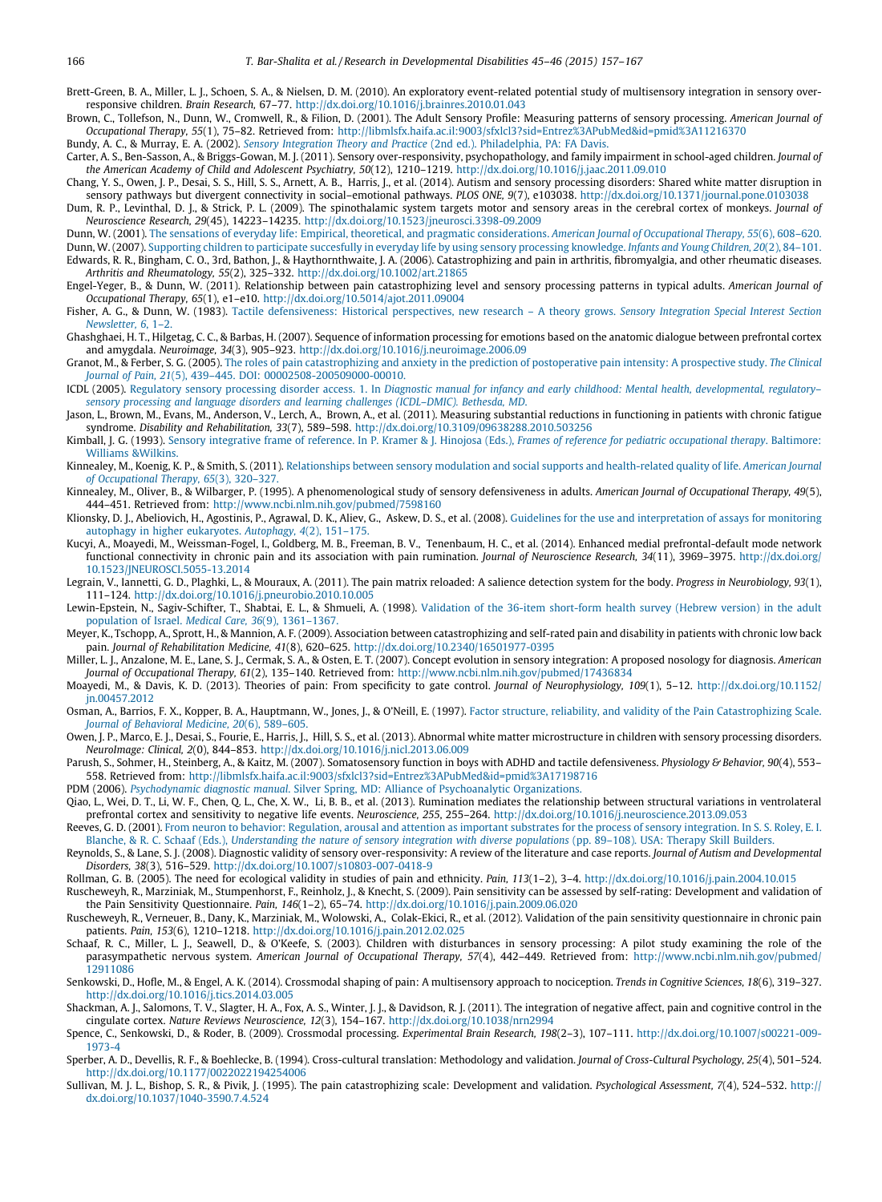Brett-Green, B. A., Miller, L. J., Schoen, S. A., & Nielsen, D. M. (2010). An exploratory event-related potential study of multisensory integration in sensory over-responsive children. *Brain Research*, 67–77. http://dx.doi.org/10.1016/j.brainres.2010.01.043

Brown, C., Tollefson, N., Dunn, W., Cromwell, R., & Filion, D. (2001). The Adult Sensory Profile: Measuring patterns of sensory processing. *American Journal of Occupational Therapy, 55*(1), 75–82. Retrieved from: http://libmlsfx.haifa.ac.il:9003/sfxlcl3?sid=Entrez%3APubMed&id=pmid%3A11216370

Bundy, A. C., & Murray, E. A. (2002). *Sensory Integration Theory and Practice* (2nd ed.). Philadelphia, PA: FA Davis.

Carter, A. S., Ben-Sasson, A., & Briggs-Gowan, M. J. (2011). Sensory over-responsivity, psychopathology, and family impairment in school-aged children. *Journal of the American Academy of Child and Adolescent Psychiatry, 50*(12), 1210–1219. http://dx.doi.org/10.1016/j.jaac.2011.09.010

Chang, Y. S., Owen, J. P., Desai, S. S., Hill, S. S., Arnett, A. B., Harris, J., et al. (2014). Autism and sensory processing disorders: Shared white matter disruption in sensory pathways but divergent connectivity in social–emotional pathways. *PLOS ONE, 9*(7), e103038. http://dx.doi.org/10.1371/journal.pone.0103038

Dum, R. P., Levinthal, D. J., & Strick, P. L. (2009). The spinothalamic system targets motor and sensory areas in the cerebral cortex of monkeys. *Journal of Neuroscience Research, 29*(45), 14223–14235. http://dx.doi.org/10.1523/jneurosci.3398-09.2009

Dunn, W. (2001). The sensations of everyday life: Empirical, theoretical, and pragmatic considerations. *American Journal of Occupational Therapy, 55*(6), 608–620.

Dunn, W. (2007). Supporting children to participate succesfully in everyday life by using sensory processing knowledge. *Infants and Young Children, 20*(2), 84–101.

Edwards, R. R., Bingham, C. O., 3rd, Bathon, J., & Haythornthwaite, J. A. (2006). Catastrophizing and pain in arthritis, fibromyalgia, and other rheumatic diseases. *Arthritis and Rheumatology, 55*(2), 325–332. http://dx.doi.org/10.1002/art.21865

Engel-Yeger, B., & Dunn, W. (2011). Relationship between pain catastrophizing level and sensory processing patterns in typical adults. *American Journal of Occupational Therapy, 65*(1), e1–e10. http://dx.doi.org/10.5014/ajot.2011.09004

Fisher, A. G., & Dunn, W. (1983). Tactile defensiveness: Historical perspectives, new research – A theory grows. *Sensory Integration Special Interest Section Newsletter, 6*, 1–2.

Ghashghaei, H. T., Hilgetag, C. C., & Barbas, H. (2007). Sequence of information processing for emotions based on the anatomic dialogue between prefrontal cortex and amygdala. *Neuroimage, 34*(3), 905–923. http://dx.doi.org/10.1016/j.neuroimage.2006.09

Granot, M., & Ferber, S. G. (2005). The roles of pain catastrophizing and anxiety in the prediction of postoperative pain intensity: A prospective study. *The Clinical Journal of Pain, 21*(5), 439–445. DOI: 00002508-200509000-00010.

ICDL (2005). Regulatory sensory processing disorder access. 1. In *Diagnostic manual for infancy and early childhood: Mental health, developmental, regulatory–sensory processing and language disorders and learning challenges (ICDL–DMIC). Bethesda, MD.*

Jason, L., Brown, M., Evans, M., Anderson, V., Lerch, A., Brown, A., et al. (2011). Measuring substantial reductions in functioning in patients with chronic fatigue syndrome. *Disability and Rehabilitation, 33*(7), 589–598. http://dx.doi.org/10.3109/09638288.2010.503256

Kimball, J. G. (1993). Sensory integrative frame of reference. In P. Kramer & J. Hinojosa (Eds.), *Frames of reference for pediatric occupational therapy*. Baltimore: Williams &Wilkins.

Kinnealey, M., Koenig, K. P., & Smith, S. (2011). Relationships between sensory modulation and social supports and health-related quality of life. *American Journal of Occupational Therapy, 65*(3), 320–327.

Kinnealey, M., Oliver, B., & Wilbarger, P. (1995). A phenomenological study of sensory defensiveness in adults. *American Journal of Occupational Therapy, 49*(5), 444–451. Retrieved from: http://www.ncbi.nlm.nih.gov/pubmed/7598160

Klionsky, D. J., Abeliovich, H., Agostinis, P., Agrawal, D. K., Aliev, G., Askew, D. S., et al. (2008). Guidelines for the use and interpretation of assays for monitoring autophagy in higher eukaryotes. *Autophagy, 4*(2), 151–175.

Kucyi, A., Moayedi, M., Weissman-Fogel, I., Goldberg, M. B., Freeman, B. V., Tenenbaum, H. C., et al. (2014). Enhanced medial prefrontal-default mode network functional connectivity in chronic pain and its association with pain rumination. *Journal of Neuroscience Research, 34*(11), 3969–3975. http://dx.doi.org/10.1523/JNEUROSCI.5055-13.2014

Legrain, V., Iannetti, G. D., Plaghki, L., & Mouraux, A. (2011). The pain matrix reloaded: A salience detection system for the body. *Progress in Neurobiology, 93*(1), 111–124. http://dx.doi.org/10.1016/j.pneurobio.2010.10.005

Lewin-Epstein, N., Sagiv-Schifter, T., Shabtai, E. L., & Shmueli, A. (1998). Validation of the 36-item short-form health survey (Hebrew version) in the adult population of Israel. *Medical Care, 36*(9), 1361–1367.

Meyer, K., Tschopp, A., Sprott, H., & Mannion, A. F. (2009). Association between catastrophizing and self-rated pain and disability in patients with chronic low back pain. *Journal of Rehabilitation Medicine, 41*(8), 620–625. http://dx.doi.org/10.2340/16501977-0395

Miller, L. J., Anzalone, M. E., Lane, S. J., Cermak, S. A., & Osten, E. T. (2007). Concept evolution in sensory integration: A proposed nosology for diagnosis. *American Journal of Occupational Therapy, 61*(2), 135–140. Retrieved from: http://www.ncbi.nlm.nih.gov/pubmed/17436834

Moayedi, M., & Davis, K. D. (2013). Theories of pain: From specificity to gate control. *Journal of Neurophysiology, 109*(1), 5–12. http://dx.doi.org/10.1152/jn.00457.2012

Osman, A., Barrios, F. X., Kopper, B. A., Hauptmann, W., Jones, J., & O'Neill, E. (1997). Factor structure, reliability, and validity of the Pain Catastrophizing Scale. *Journal of Behavioral Medicine, 20*(6), 589–605.

Owen, J. P., Marco, E. J., Desai, S., Fourie, E., Harris, J., Hill, S. S., et al. (2013). Abnormal white matter microstructure in children with sensory processing disorders. *NeuroImage: Clinical, 2*(0), 844–853. http://dx.doi.org/10.1016/j.nicl.2013.06.009

Parush, S., Sohmer, H., Steinberg, A., & Kaitz, M. (2007). Somatosensory function in boys with ADHD and tactile defensiveness. *Physiology & Behavior, 90*(4), 553–558. Retrieved from: http://libmlsfx.haifa.ac.il:9003/sfxlcl3?sid=Entrez%3APubMed&id=pmid%3A17198716

PDM (2006). *Psychodynamic diagnostic manual*. Silver Spring, MD: Alliance of Psychoanalytic Organizations.

Qiao, L., Wei, D. T., Li, W. F., Chen, Q. L., Che, X. W., Li, B. B., et al. (2013). Rumination mediates the relationship between structural variations in ventrolateral prefrontal cortex and sensitivity to negative life events. *Neuroscience, 255*, 255–264. http://dx.doi.org/10.1016/j.neuroscience.2013.09.053

Reeves, G. D. (2001). From neuron to behavior: Regulation, arousal and attention as important substrates for the process of sensory integration. In S. S. Roley, E. I. Blanche, & R. C. Schaaf (Eds.), *Understanding the nature of sensory integration with diverse populations* (pp. 89–108). USA: Therapy Skill Builders.

Reynolds, S., & Lane, S. J. (2008). Diagnostic validity of sensory over-responsivity: A review of the literature and case reports. *Journal of Autism and Developmental Disorders, 38*(3), 516–529. http://dx.doi.org/10.1007/s10803-007-0418-9

Rollman, G. B. (2005). The need for ecological validity in studies of pain and ethnicity. *Pain, 113*(1–2), 3–4. http://dx.doi.org/10.1016/j.pain.2004.10.015

Ruscheweyh, R., Marziniak, M., Stumpenhorst, F., Reinholz, J., & Knecht, S. (2009). Pain sensitivity can be assessed by self-rating: Development and validation of the Pain Sensitivity Questionnaire. *Pain, 146*(1–2), 65–74. http://dx.doi.org/10.1016/j.pain.2009.06.020

Ruscheweyh, R., Verneuer, B., Dany, K., Marziniak, M., Wolowski, A., Colak-Ekici, R., et al. (2012). Validation of the pain sensitivity questionnaire in chronic pain patients. *Pain, 153*(6), 1210–1218. http://dx.doi.org/10.1016/j.pain.2012.02.025

Schaaf, R. C., Miller, L. J., Seawell, D., & O'Keefe, S. (2003). Children with disturbances in sensory processing: A pilot study examining the role of the parasympathetic nervous system. *American Journal of Occupational Therapy, 57*(4), 442–449. Retrieved from: http://www.ncbi.nlm.nih.gov/pubmed/12911086

Senkowski, D., Hofle, M., & Engel, A. K. (2014). Crossmodal shaping of pain: A multisensory approach to nociception. *Trends in Cognitive Sciences, 18*(6), 319–327. http://dx.doi.org/10.1016/j.tics.2014.03.005

Shackman, A. J., Salomons, T. V., Slagter, H. A., Fox, A. S., Winter, J. J., & Davidson, R. J. (2011). The integration of negative affect, pain and cognitive control in the cingulate cortex. *Nature Reviews Neuroscience, 12*(3), 154–167. http://dx.doi.org/10.1038/nrn2994

Spence, C., Senkowski, D., & Roder, B. (2009). Crossmodal processing. *Experimental Brain Research, 198*(2–3), 107–111. http://dx.doi.org/10.1007/s00221-009-1973-4

Sperber, A. D., Devellis, R. F., & Boehlecke, B. (1994). Cross-cultural translation: Methodology and validation. *Journal of Cross-Cultural Psychology, 25*(4), 501–524. http://dx.doi.org/10.1177/0022022194254006

Sullivan, M. J. L., Bishop, S. R., & Pivik, J. (1995). The pain catastrophizing scale: Development and validation. *Psychological Assessment, 7*(4), 524–532. http://dx.doi.org/10.1037/1040-3590.7.4.524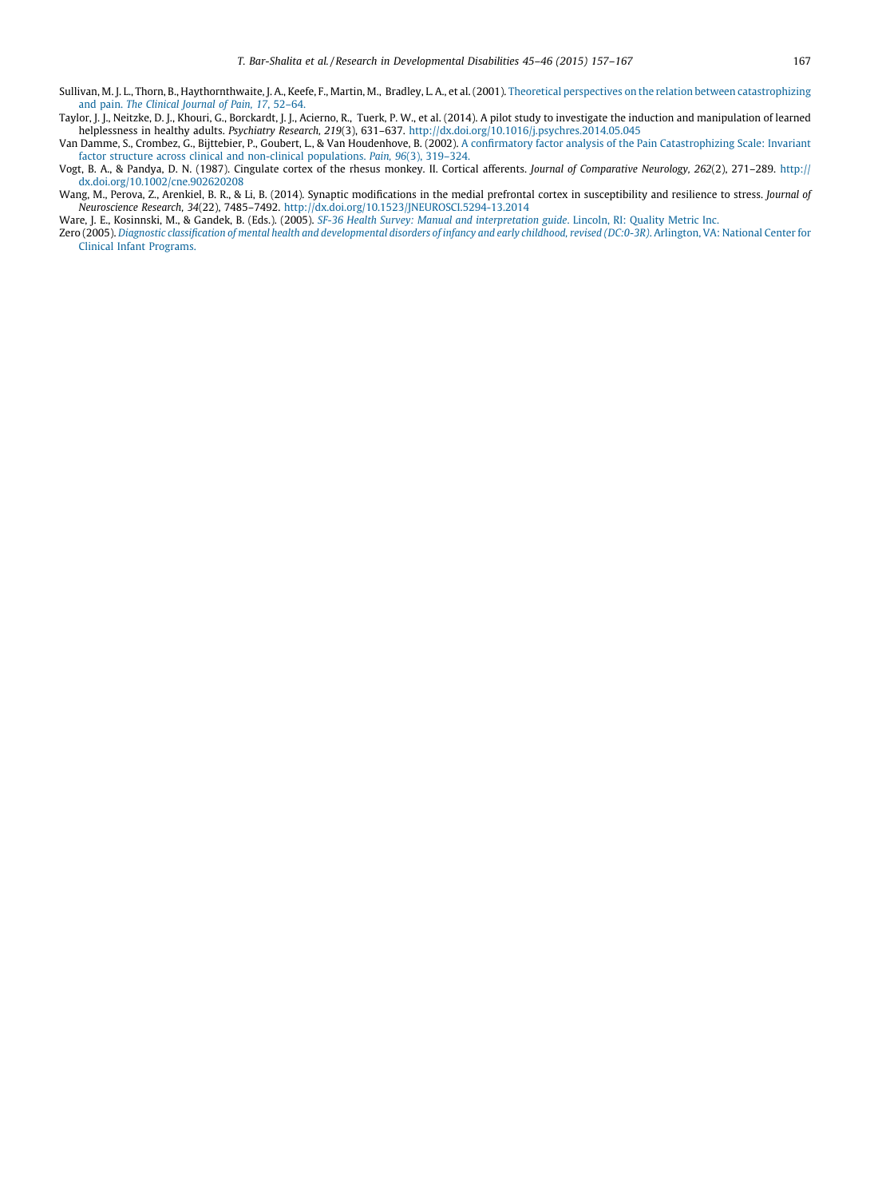Sullivan, M. J. L., Thorn, B., Haythornthwaite, J. A., Keefe, F., Martin, M., Bradley, L. A., et al. (2001). Theoretical perspectives on the relation between catastrophizing and pain. *The Clinical Journal of Pain, 17*, 52–64.

Taylor, J. J., Neitzke, D. J., Khouri, G., Borckardt, J. J., Acierno, R., Tuerk, P. W., et al. (2014). A pilot study to investigate the induction and manipulation of learned helplessness in healthy adults. *Psychiatry Research, 219*(3), 631–637. http://dx.doi.org/10.1016/j.psychres.2014.05.045

Van Damme, S., Crombez, G., Bijttebier, P., Goubert, L., & Van Houdenhove, B. (2002). A confirmatory factor analysis of the Pain Catastrophizing Scale: Invariant factor structure across clinical and non-clinical populations. *Pain, 96*(3), 319–324.

Vogt, B. A., & Pandya, D. N. (1987). Cingulate cortex of the rhesus monkey. II. Cortical afferents. *Journal of Comparative Neurology, 262*(2), 271–289. http://dx.doi.org/10.1002/cne.902620208

Wang, M., Perova, Z., Arenkiel, B. R., & Li, B. (2014). Synaptic modifications in the medial prefrontal cortex in susceptibility and resilience to stress. *Journal of Neuroscience Research, 34*(22), 7485–7492. http://dx.doi.org/10.1523/JNEUROSCI.5294-13.2014

Ware, J. E., Kosinnski, M., & Gandek, B. (Eds.). (2005). *SF-36 Health Survey: Manual and interpretation guide*. Lincoln, RI: Quality Metric Inc.

Zero (2005). *Diagnostic classification of mental health and developmental disorders of infancy and early childhood, revised (DC:0-3R)*. Arlington, VA: National Center for Clinical Infant Programs.